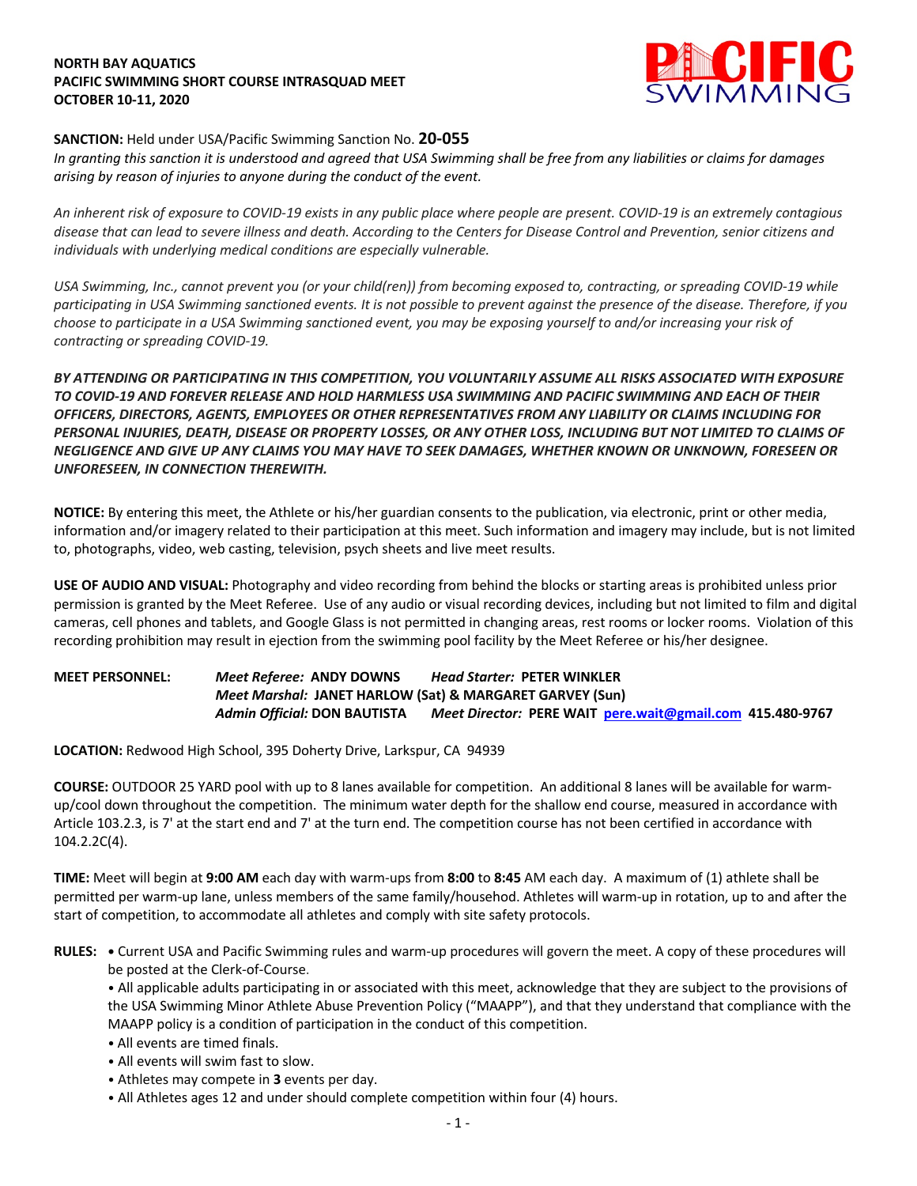**NORTH BAY AQUATICS**
**PACIFIC SWIMMING SHORT COURSE INTRASQUAD MEET**
**OCTOBER 10-11, 2020**

**SANCTION:** Held under USA/Pacific Swimming Sanction No. **20-055**
*In granting this sanction it is understood and agreed that USA Swimming shall be free from any liabilities or claims for damages arising by reason of injuries to anyone during the conduct of the event.*

*An inherent risk of exposure to COVID-19 exists in any public place where people are present. COVID-19 is an extremely contagious disease that can lead to severe illness and death. According to the Centers for Disease Control and Prevention, senior citizens and individuals with underlying medical conditions are especially vulnerable.*

*USA Swimming, Inc., cannot prevent you (or your child(ren)) from becoming exposed to, contracting, or spreading COVID-19 while participating in USA Swimming sanctioned events. It is not possible to prevent against the presence of the disease. Therefore, if you choose to participate in a USA Swimming sanctioned event, you may be exposing yourself to and/or increasing your risk of contracting or spreading COVID-19.*

***BY ATTENDING OR PARTICIPATING IN THIS COMPETITION, YOU VOLUNTARILY ASSUME ALL RISKS ASSOCIATED WITH EXPOSURE TO COVID-19 AND FOREVER RELEASE AND HOLD HARMLESS USA SWIMMING AND PACIFIC SWIMMING AND EACH OF THEIR OFFICERS, DIRECTORS, AGENTS, EMPLOYEES OR OTHER REPRESENTATIVES FROM ANY LIABILITY OR CLAIMS INCLUDING FOR PERSONAL INJURIES, DEATH, DISEASE OR PROPERTY LOSSES, OR ANY OTHER LOSS, INCLUDING BUT NOT LIMITED TO CLAIMS OF NEGLIGENCE AND GIVE UP ANY CLAIMS YOU MAY HAVE TO SEEK DAMAGES, WHETHER KNOWN OR UNKNOWN, FORESEEN OR UNFORESEEN, IN CONNECTION THEREWITH.***

**NOTICE:** By entering this meet, the Athlete or his/her guardian consents to the publication, via electronic, print or other media, information and/or imagery related to their participation at this meet. Such information and imagery may include, but is not limited to, photographs, video, web casting, television, psych sheets and live meet results.

**USE OF AUDIO AND VISUAL:** Photography and video recording from behind the blocks or starting areas is prohibited unless prior permission is granted by the Meet Referee. Use of any audio or visual recording devices, including but not limited to film and digital cameras, cell phones and tablets, and Google Glass is not permitted in changing areas, rest rooms or locker rooms. Violation of this recording prohibition may result in ejection from the swimming pool facility by the Meet Referee or his/her designee.

**MEET PERSONNEL:** *Meet Referee:* **ANDY DOWNS** *Head Starter:* **PETER WINKLER**
*Meet Marshal:* **JANET HARLOW (Sat) & MARGARET GARVEY (Sun)**
*Admin Official:* **DON BAUTISTA** *Meet Director:* **PERE WAIT** **pere.wait@gmail.com** **415.480-9767**

**LOCATION:** Redwood High School, 395 Doherty Drive, Larkspur, CA 94939

**COURSE:** OUTDOOR 25 YARD pool with up to 8 lanes available for competition. An additional 8 lanes will be available for warm-up/cool down throughout the competition. The minimum water depth for the shallow end course, measured in accordance with Article 103.2.3, is 7' at the start end and 7' at the turn end. The competition course has not been certified in accordance with 104.2.2C(4).

**TIME:** Meet will begin at **9:00 AM** each day with warm-ups from **8:00** to **8:45** AM each day. A maximum of (1) athlete shall be permitted per warm-up lane, unless members of the same family/househod. Athletes will warm-up in rotation, up to and after the start of competition, to accommodate all athletes and comply with site safety protocols.

**RULES:**
- Current USA and Pacific Swimming rules and warm-up procedures will govern the meet. A copy of these procedures will be posted at the Clerk-of-Course.
- All applicable adults participating in or associated with this meet, acknowledge that they are subject to the provisions of the USA Swimming Minor Athlete Abuse Prevention Policy ("MAAPP"), and that they understand that compliance with the MAAPP policy is a condition of participation in the conduct of this competition.
- All events are timed finals.
- All events will swim fast to slow.
- Athletes may compete in **3** events per day.
- All Athletes ages 12 and under should complete competition within four (4) hours.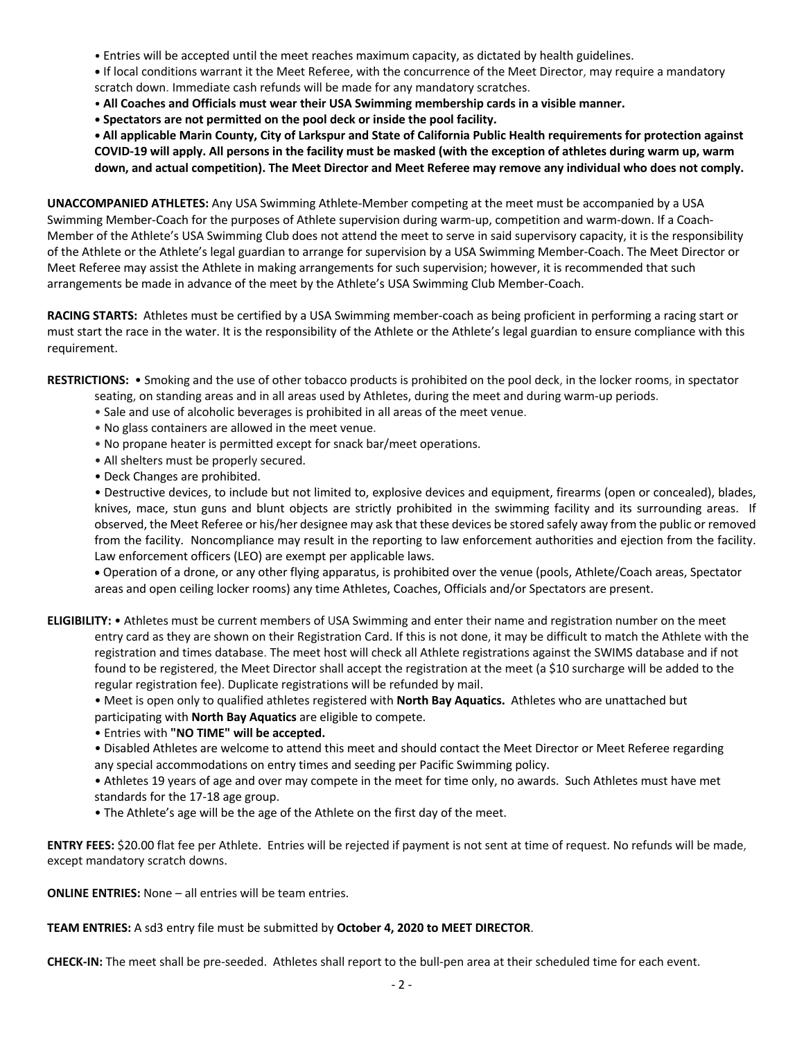- Entries will be accepted until the meet reaches maximum capacity, as dictated by health guidelines.
- If local conditions warrant it the Meet Referee, with the concurrence of the Meet Director, may require a mandatory scratch down. Immediate cash refunds will be made for any mandatory scratches.
- **All Coaches and Officials must wear their USA Swimming membership cards in a visible manner.**
- **Spectators are not permitted on the pool deck or inside the pool facility.**
- **All applicable Marin County, City of Larkspur and State of California Public Health requirements for protection against COVID-19 will apply. All persons in the facility must be masked (with the exception of athletes during warm up, warm down, and actual competition). The Meet Director and Meet Referee may remove any individual who does not comply.**

**UNACCOMPANIED ATHLETES:** Any USA Swimming Athlete-Member competing at the meet must be accompanied by a USA Swimming Member-Coach for the purposes of Athlete supervision during warm-up, competition and warm-down. If a Coach-Member of the Athlete's USA Swimming Club does not attend the meet to serve in said supervisory capacity, it is the responsibility of the Athlete or the Athlete's legal guardian to arrange for supervision by a USA Swimming Member-Coach. The Meet Director or Meet Referee may assist the Athlete in making arrangements for such supervision; however, it is recommended that such arrangements be made in advance of the meet by the Athlete's USA Swimming Club Member-Coach.

**RACING STARTS:** Athletes must be certified by a USA Swimming member-coach as being proficient in performing a racing start or must start the race in the water. It is the responsibility of the Athlete or the Athlete's legal guardian to ensure compliance with this requirement.

**RESTRICTIONS:**
- Smoking and the use of other tobacco products is prohibited on the pool deck, in the locker rooms, in spectator seating, on standing areas and in all areas used by Athletes, during the meet and during warm-up periods.
- Sale and use of alcoholic beverages is prohibited in all areas of the meet venue.
- No glass containers are allowed in the meet venue.
- No propane heater is permitted except for snack bar/meet operations.
- All shelters must be properly secured.
- Deck Changes are prohibited.
- Destructive devices, to include but not limited to, explosive devices and equipment, firearms (open or concealed), blades, knives, mace, stun guns and blunt objects are strictly prohibited in the swimming facility and its surrounding areas. If observed, the Meet Referee or his/her designee may ask that these devices be stored safely away from the public or removed from the facility. Noncompliance may result in the reporting to law enforcement authorities and ejection from the facility. Law enforcement officers (LEO) are exempt per applicable laws.
- Operation of a drone, or any other flying apparatus, is prohibited over the venue (pools, Athlete/Coach areas, Spectator areas and open ceiling locker rooms) any time Athletes, Coaches, Officials and/or Spectators are present.

**ELIGIBILITY:**
- Athletes must be current members of USA Swimming and enter their name and registration number on the meet entry card as they are shown on their Registration Card. If this is not done, it may be difficult to match the Athlete with the registration and times database. The meet host will check all Athlete registrations against the SWIMS database and if not found to be registered, the Meet Director shall accept the registration at the meet (a $10 surcharge will be added to the regular registration fee). Duplicate registrations will be refunded by mail.
- Meet is open only to qualified athletes registered with **North Bay Aquatics.** Athletes who are unattached but participating with **North Bay Aquatics** are eligible to compete.
- Entries with **"NO TIME" will be accepted.**
- Disabled Athletes are welcome to attend this meet and should contact the Meet Director or Meet Referee regarding any special accommodations on entry times and seeding per Pacific Swimming policy.
- Athletes 19 years of age and over may compete in the meet for time only, no awards. Such Athletes must have met standards for the 17-18 age group.
- The Athlete's age will be the age of the Athlete on the first day of the meet.

**ENTRY FEES:** $20.00 flat fee per Athlete. Entries will be rejected if payment is not sent at time of request. No refunds will be made, except mandatory scratch downs.

**ONLINE ENTRIES:** None – all entries will be team entries.

**TEAM ENTRIES:** A sd3 entry file must be submitted by **October 4, 2020 to MEET DIRECTOR**.

**CHECK-IN:** The meet shall be pre-seeded. Athletes shall report to the bull-pen area at their scheduled time for each event.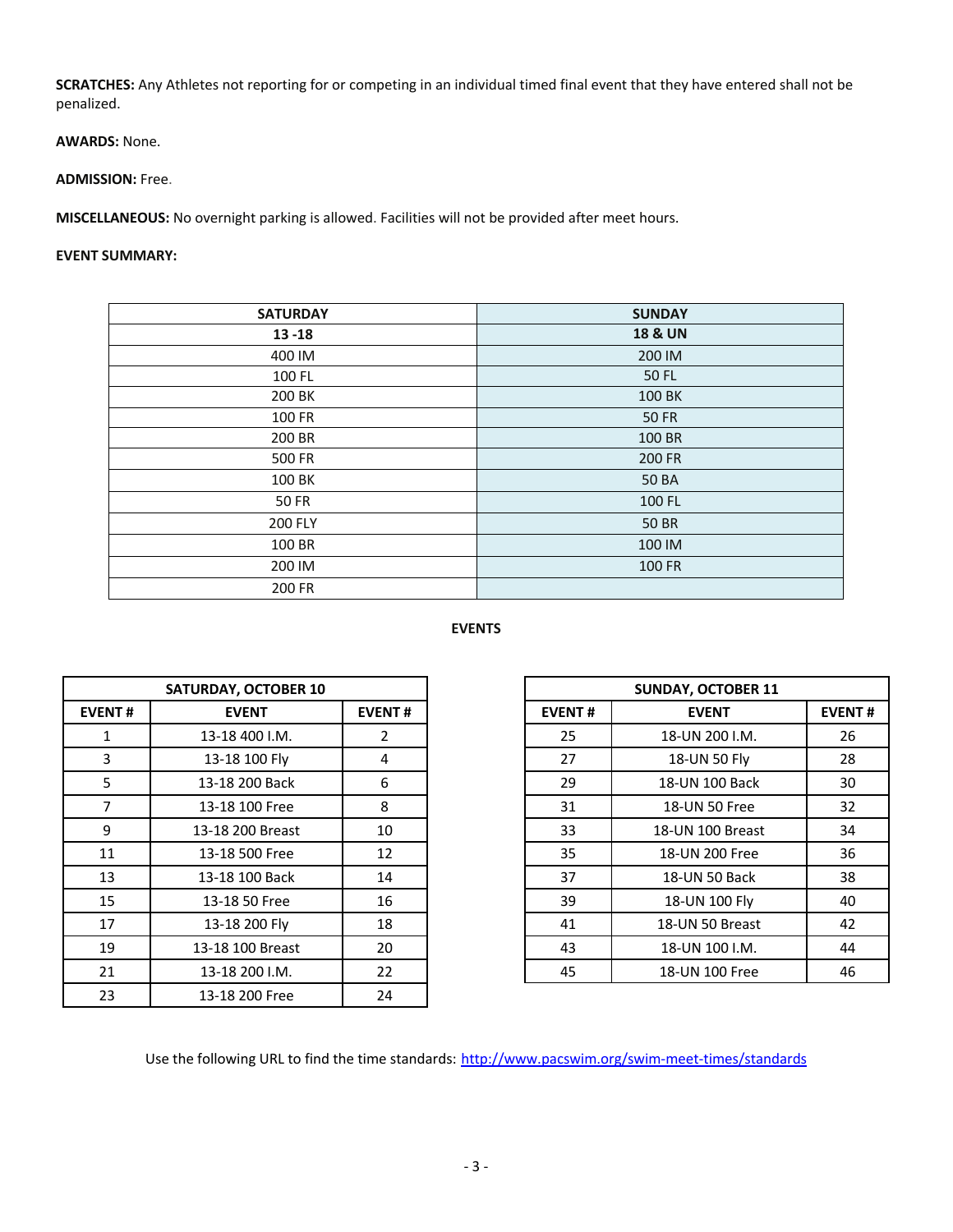**SCRATCHES:** Any Athletes not reporting for or competing in an individual timed final event that they have entered shall not be penalized.

**AWARDS:** None.

**ADMISSION:** Free.

**MISCELLANEOUS:** No overnight parking is allowed. Facilities will not be provided after meet hours.

**EVENT SUMMARY:**

| SATURDAY | SUNDAY |
|---|---|
| **13 -18** | **18 & UN** |
| 400 IM | 200 IM |
| 100 FL | 50 FL |
| 200 BK | 100 BK |
| 100 FR | 50 FR |
| 200 BR | 100 BR |
| 500 FR | 200 FR |
| 100 BK | 50 BA |
| 50 FR | 100 FL |
| 200 FLY | 50 BR |
| 100 BR | 100 IM |
| 200 IM | 100 FR |
| 200 FR | |

**EVENTS**

| SATURDAY, OCTOBER 10 | | |
|---|---|---|
| **EVENT #** | **EVENT** | **EVENT #** |
| 1 | 13-18 400 I.M. | 2 |
| 3 | 13-18 100 Fly | 4 |
| 5 | 13-18 200 Back | 6 |
| 7 | 13-18 100 Free | 8 |
| 9 | 13-18 200 Breast | 10 |
| 11 | 13-18 500 Free | 12 |
| 13 | 13-18 100 Back | 14 |
| 15 | 13-18 50 Free | 16 |
| 17 | 13-18 200 Fly | 18 |
| 19 | 13-18 100 Breast | 20 |
| 21 | 13-18 200 I.M. | 22 |
| 23 | 13-18 200 Free | 24 |

| SUNDAY, OCTOBER 11 | | |
|---|---|---|
| **EVENT #** | **EVENT** | **EVENT #** |
| 25 | 18-UN 200 I.M. | 26 |
| 27 | 18-UN 50 Fly | 28 |
| 29 | 18-UN 100 Back | 30 |
| 31 | 18-UN 50 Free | 32 |
| 33 | 18-UN 100 Breast | 34 |
| 35 | 18-UN 200 Free | 36 |
| 37 | 18-UN 50 Back | 38 |
| 39 | 18-UN 100 Fly | 40 |
| 41 | 18-UN 50 Breast | 42 |
| 43 | 18-UN 100 I.M. | 44 |
| 45 | 18-UN 100 Free | 46 |

Use the following URL to find the time standards: http://www.pacswim.org/swim-meet-times/standards